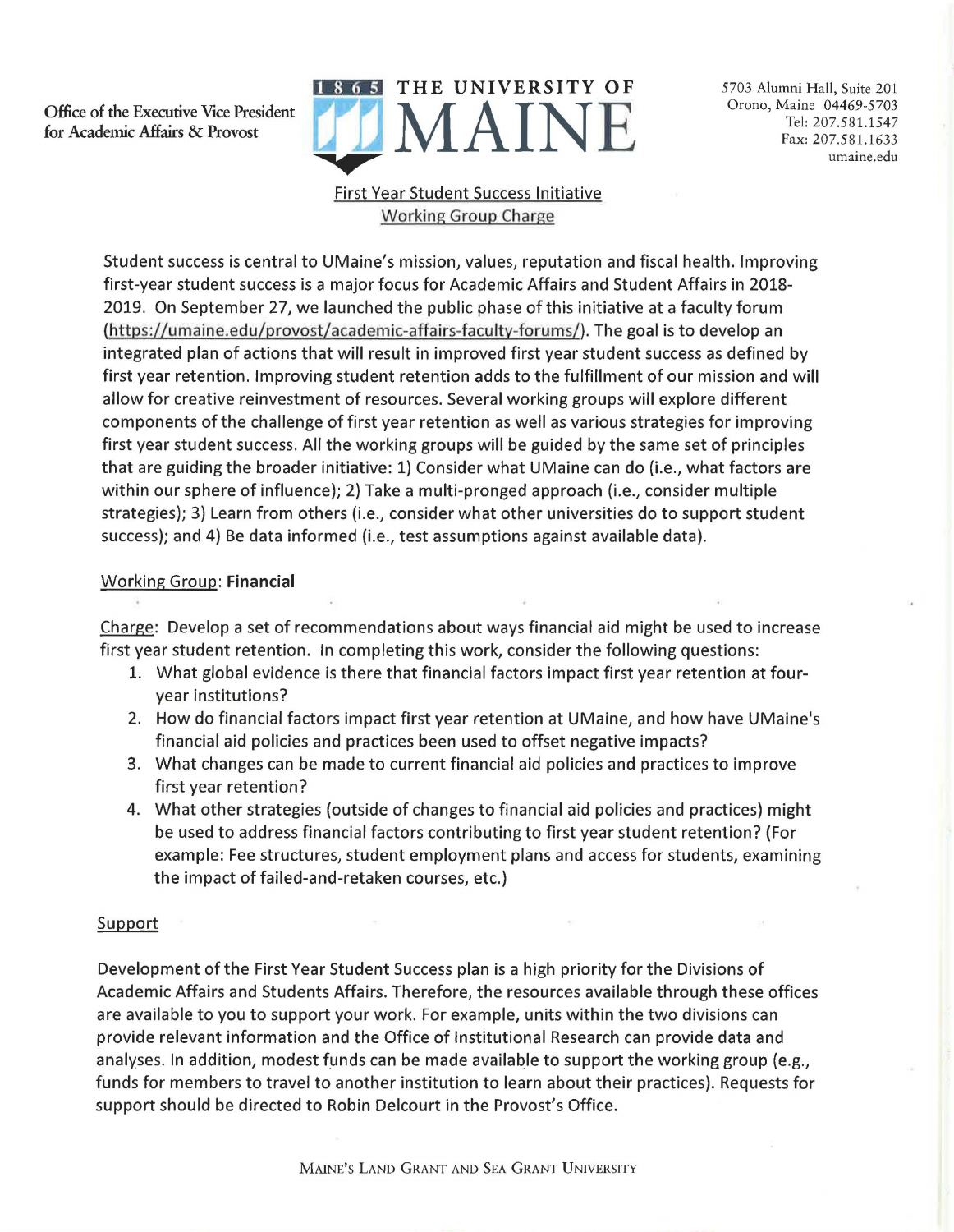Office of the Executive Vice President for Academic Affairs & Provost

1865 THE UNIVERSITY OF MAINE

5703 Alumni Hall, Suite 201
Orono, Maine 04469-5703
Tel: 207.581.1547
Fax: 207.581.1633
umaine.edu

## First Year Student Success Initiative
## Working Group Charge

Student success is central to UMaine's mission, values, reputation and fiscal health. Improving first-year student success is a major focus for Academic Affairs and Student Affairs in 2018-2019. On September 27, we launched the public phase of this initiative at a faculty forum (https://umaine.edu/provost/academic-affairs-faculty-forums/). The goal is to develop an integrated plan of actions that will result in improved first year student success as defined by first year retention. Improving student retention adds to the fulfillment of our mission and will allow for creative reinvestment of resources. Several working groups will explore different components of the challenge of first year retention as well as various strategies for improving first year student success. All the working groups will be guided by the same set of principles that are guiding the broader initiative: 1) Consider what UMaine can do (i.e., what factors are within our sphere of influence); 2) Take a multi-pronged approach (i.e., consider multiple strategies); 3) Learn from others (i.e., consider what other universities do to support student success); and 4) Be data informed (i.e., test assumptions against available data).

Working Group: **Financial**

Charge: Develop a set of recommendations about ways financial aid might be used to increase first year student retention. In completing this work, consider the following questions:

1. What global evidence is there that financial factors impact first year retention at four-year institutions?
2. How do financial factors impact first year retention at UMaine, and how have UMaine's financial aid policies and practices been used to offset negative impacts?
3. What changes can be made to current financial aid policies and practices to improve first year retention?
4. What other strategies (outside of changes to financial aid policies and practices) might be used to address financial factors contributing to first year student retention? (For example: Fee structures, student employment plans and access for students, examining the impact of failed-and-retaken courses, etc.)

Support

Development of the First Year Student Success plan is a high priority for the Divisions of Academic Affairs and Students Affairs. Therefore, the resources available through these offices are available to you to support your work. For example, units within the two divisions can provide relevant information and the Office of Institutional Research can provide data and analyses. In addition, modest funds can be made available to support the working group (e.g., funds for members to travel to another institution to learn about their practices). Requests for support should be directed to Robin Delcourt in the Provost's Office.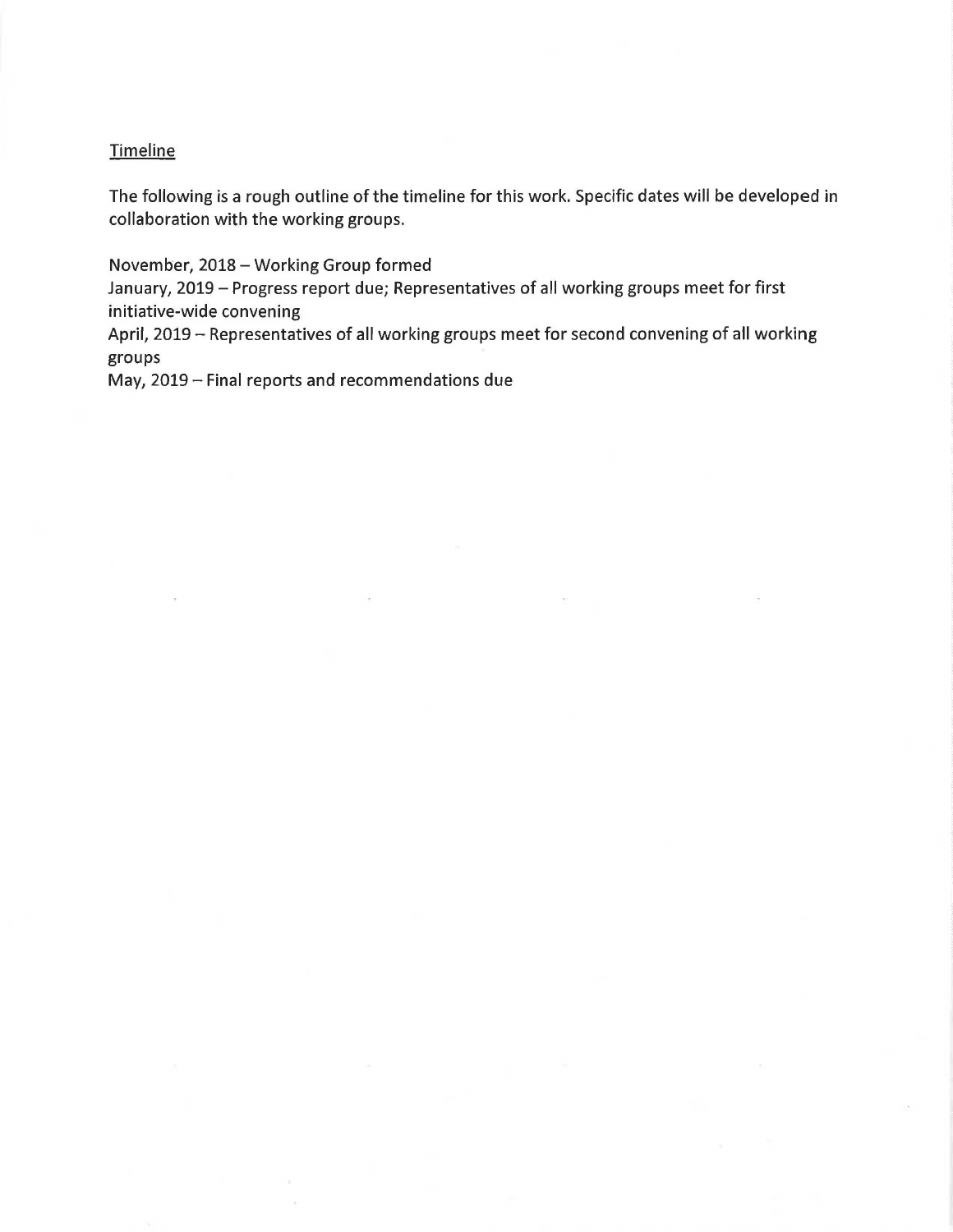Timeline

The following is a rough outline of the timeline for this work. Specific dates will be developed in collaboration with the working groups.

November, 2018 – Working Group formed
January, 2019 – Progress report due; Representatives of all working groups meet for first initiative-wide convening
April, 2019 – Representatives of all working groups meet for second convening of all working groups
May, 2019 – Final reports and recommendations due